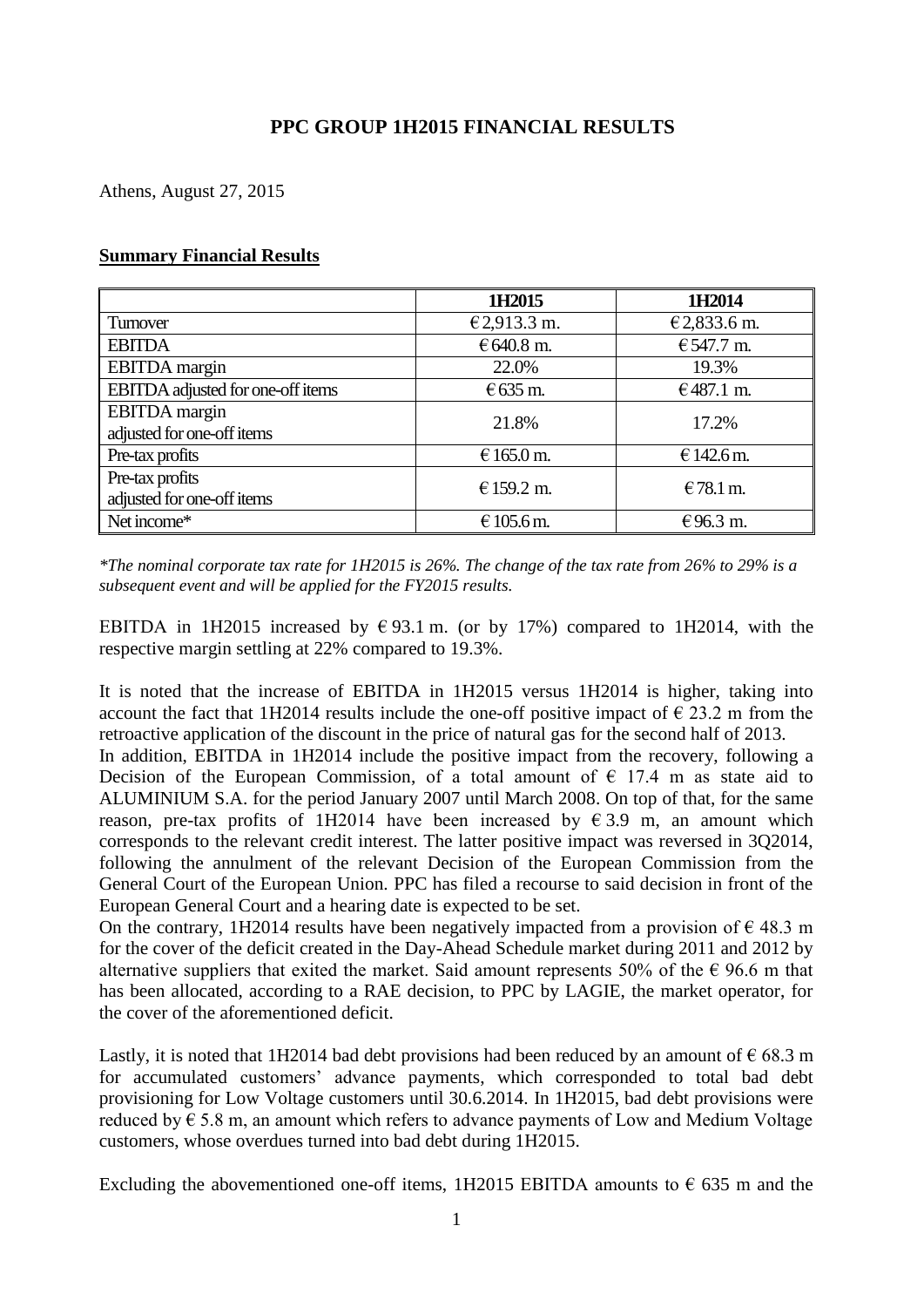# PPC GROUP 1H2015 FINANCIAL RESULTS

Athens, August 27, 2015

**Summary Financial Results**

| | 1H2015 | 1H2014 |
|---|---|---|
| Turnover | € 2,913.3 m. | € 2,833.6 m. |
| EBITDA | € 640.8 m. | € 547.7 m. |
| EBITDA margin | 22.0% | 19.3% |
| EBITDA adjusted for one-off items | € 635 m. | € 487.1 m. |
| EBITDA margin adjusted for one-off items | 21.8% | 17.2% |
| Pre-tax profits | € 165.0 m. | € 142.6 m. |
| Pre-tax profits adjusted for one-off items | € 159.2 m. | € 78.1 m. |
| Net income* | € 105.6 m. | € 96.3 m. |

*\*The nominal corporate tax rate for 1H2015 is 26%. The change of the tax rate from 26% to 29% is a subsequent event and will be applied for the FY2015 results.*

EBITDA in 1H2015 increased by € 93.1 m. (or by 17%) compared to 1H2014, with the respective margin settling at 22% compared to 19.3%.

It is noted that the increase of EBITDA in 1H2015 versus 1H2014 is higher, taking into account the fact that 1H2014 results include the one-off positive impact of € 23.2 m from the retroactive application of the discount in the price of natural gas for the second half of 2013.
In addition, EBITDA in 1H2014 include the positive impact from the recovery, following a Decision of the European Commission, of a total amount of € 17.4 m as state aid to ALUMINIUM S.A. for the period January 2007 until March 2008. On top of that, for the same reason, pre-tax profits of 1H2014 have been increased by € 3.9 m, an amount which corresponds to the relevant credit interest. The latter positive impact was reversed in 3Q2014, following the annulment of the relevant Decision of the European Commission from the General Court of the European Union. PPC has filed a recourse to said decision in front of the European General Court and a hearing date is expected to be set.
On the contrary, 1H2014 results have been negatively impacted from a provision of € 48.3 m for the cover of the deficit created in the Day-Ahead Schedule market during 2011 and 2012 by alternative suppliers that exited the market. Said amount represents 50% of the € 96.6 m that has been allocated, according to a RAE decision, to PPC by LAGIE, the market operator, for the cover of the aforementioned deficit.

Lastly, it is noted that 1H2014 bad debt provisions had been reduced by an amount of € 68.3 m for accumulated customers' advance payments, which corresponded to total bad debt provisioning for Low Voltage customers until 30.6.2014. In 1H2015, bad debt provisions were reduced by € 5.8 m, an amount which refers to advance payments of Low and Medium Voltage customers, whose overdues turned into bad debt during 1H2015.

Excluding the abovementioned one-off items, 1H2015 EBITDA amounts to € 635 m and the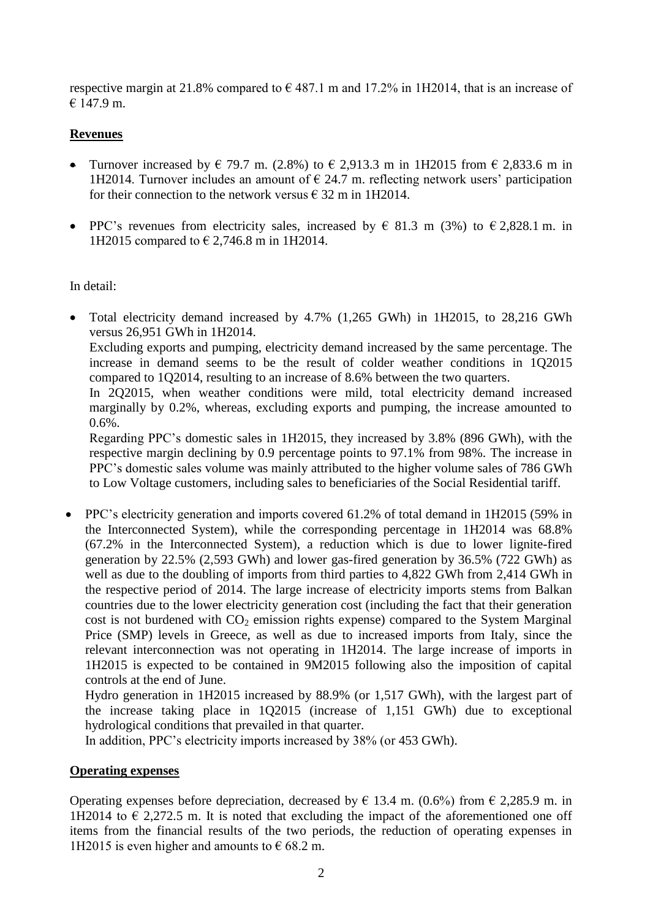respective margin at 21.8% compared to € 487.1 m and 17.2% in 1H2014, that is an increase of € 147.9 m.

**Revenues**

- Turnover increased by € 79.7 m. (2.8%) to € 2,913.3 m in 1H2015 from € 2,833.6 m in 1H2014. Turnover includes an amount of € 24.7 m. reflecting network users' participation for their connection to the network versus € 32 m in 1H2014.

- PPC's revenues from electricity sales, increased by € 81.3 m (3%) to € 2,828.1 m. in 1H2015 compared to € 2,746.8 m in 1H2014.

In detail:

- Total electricity demand increased by 4.7% (1,265 GWh) in 1H2015, to 28,216 GWh versus 26,951 GWh in 1H2014.
  Excluding exports and pumping, electricity demand increased by the same percentage. The increase in demand seems to be the result of colder weather conditions in 1Q2015 compared to 1Q2014, resulting to an increase of 8.6% between the two quarters.
  In 2Q2015, when weather conditions were mild, total electricity demand increased marginally by 0.2%, whereas, excluding exports and pumping, the increase amounted to 0.6%.
  Regarding PPC's domestic sales in 1H2015, they increased by 3.8% (896 GWh), with the respective margin declining by 0.9 percentage points to 97.1% from 98%. The increase in PPC's domestic sales volume was mainly attributed to the higher volume sales of 786 GWh to Low Voltage customers, including sales to beneficiaries of the Social Residential tariff.

- PPC's electricity generation and imports covered 61.2% of total demand in 1H2015 (59% in the Interconnected System), while the corresponding percentage in 1H2014 was 68.8% (67.2% in the Interconnected System), a reduction which is due to lower lignite-fired generation by 22.5% (2,593 GWh) and lower gas-fired generation by 36.5% (722 GWh) as well as due to the doubling of imports from third parties to 4,822 GWh from 2,414 GWh in the respective period of 2014. The large increase of electricity imports stems from Balkan countries due to the lower electricity generation cost (including the fact that their generation cost is not burdened with $CO_2$ emission rights expense) compared to the System Marginal Price (SMP) levels in Greece, as well as due to increased imports from Italy, since the relevant interconnection was not operating in 1H2014. The large increase of imports in 1H2015 is expected to be contained in 9M2015 following also the imposition of capital controls at the end of June.
  Hydro generation in 1H2015 increased by 88.9% (or 1,517 GWh), with the largest part of the increase taking place in 1Q2015 (increase of 1,151 GWh) due to exceptional hydrological conditions that prevailed in that quarter.
  In addition, PPC's electricity imports increased by 38% (or 453 GWh).

**Operating expenses**

Operating expenses before depreciation, decreased by € 13.4 m. (0.6%) from € 2,285.9 m. in 1H2014 to € 2,272.5 m. It is noted that excluding the impact of the aforementioned one off items from the financial results of the two periods, the reduction of operating expenses in 1H2015 is even higher and amounts to € 68.2 m.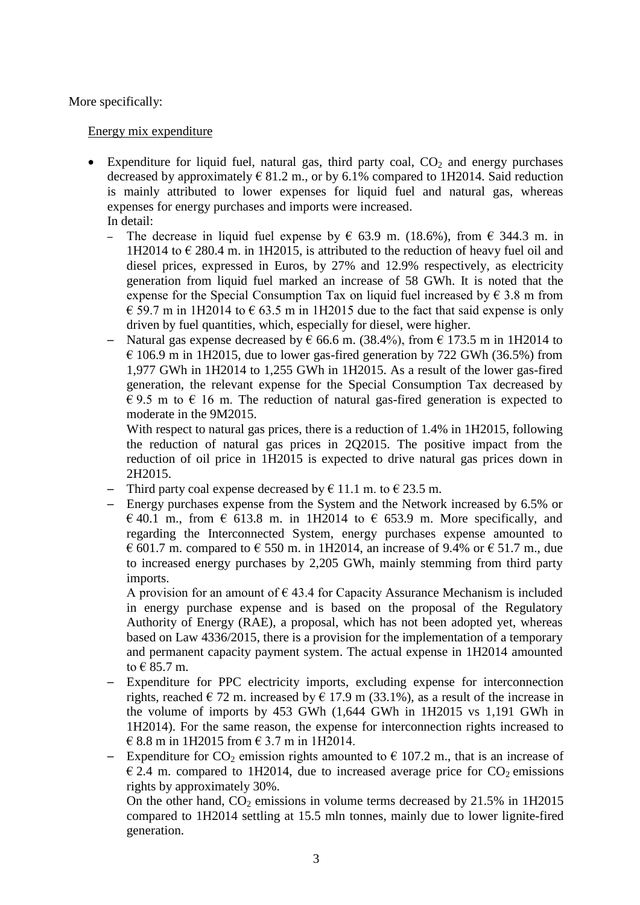More specifically:

<u>Energy mix expenditure</u>

- Expenditure for liquid fuel, natural gas, third party coal, $CO_2$ and energy purchases decreased by approximately € 81.2 m., or by 6.1% compared to 1H2014. Said reduction is mainly attributed to lower expenses for liquid fuel and natural gas, whereas expenses for energy purchases and imports were increased.
  In detail:
  - The decrease in liquid fuel expense by € 63.9 m. (18.6%), from € 344.3 m. in 1H2014 to € 280.4 m. in 1H2015, is attributed to the reduction of heavy fuel oil and diesel prices, expressed in Euros, by 27% and 12.9% respectively, as electricity generation from liquid fuel marked an increase of 58 GWh. It is noted that the expense for the Special Consumption Tax on liquid fuel increased by € 3.8 m from € 59.7 m in 1H2014 to € 63.5 m in 1H2015 due to the fact that said expense is only driven by fuel quantities, which, especially for diesel, were higher.
  - Natural gas expense decreased by € 66.6 m. (38.4%), from € 173.5 m in 1H2014 to € 106.9 m in 1H2015, due to lower gas-fired generation by 722 GWh (36.5%) from 1,977 GWh in 1H2014 to 1,255 GWh in 1H2015. As a result of the lower gas-fired generation, the relevant expense for the Special Consumption Tax decreased by € 9.5 m to € 16 m. The reduction of natural gas-fired generation is expected to moderate in the 9M2015.
    With respect to natural gas prices, there is a reduction of 1.4% in 1H2015, following the reduction of natural gas prices in 2Q2015. The positive impact from the reduction of oil price in 1H2015 is expected to drive natural gas prices down in 2H2015.
  - Third party coal expense decreased by € 11.1 m. to € 23.5 m.
  - Energy purchases expense from the System and the Network increased by 6.5% or € 40.1 m., from € 613.8 m. in 1H2014 to € 653.9 m. More specifically, and regarding the Interconnected System, energy purchases expense amounted to € 601.7 m. compared to € 550 m. in 1H2014, an increase of 9.4% or € 51.7 m., due to increased energy purchases by 2,205 GWh, mainly stemming from third party imports.
    A provision for an amount of € 43.4 for Capacity Assurance Mechanism is included in energy purchase expense and is based on the proposal of the Regulatory Authority of Energy (RAE), a proposal, which has not been adopted yet, whereas based on Law 4336/2015, there is a provision for the implementation of a temporary and permanent capacity payment system. The actual expense in 1H2014 amounted to € 85.7 m.
  - Expenditure for PPC electricity imports, excluding expense for interconnection rights, reached € 72 m. increased by € 17.9 m (33.1%), as a result of the increase in the volume of imports by 453 GWh (1,644 GWh in 1H2015 vs 1,191 GWh in 1H2014). For the same reason, the expense for interconnection rights increased to € 8.8 m in 1H2015 from € 3.7 m in 1H2014.
  - Expenditure for $CO_2$ emission rights amounted to € 107.2 m., that is an increase of € 2.4 m. compared to 1H2014, due to increased average price for $CO_2$ emissions rights by approximately 30%.
    On the other hand, $CO_2$ emissions in volume terms decreased by 21.5% in 1H2015 compared to 1H2014 settling at 15.5 mln tonnes, mainly due to lower lignite-fired generation.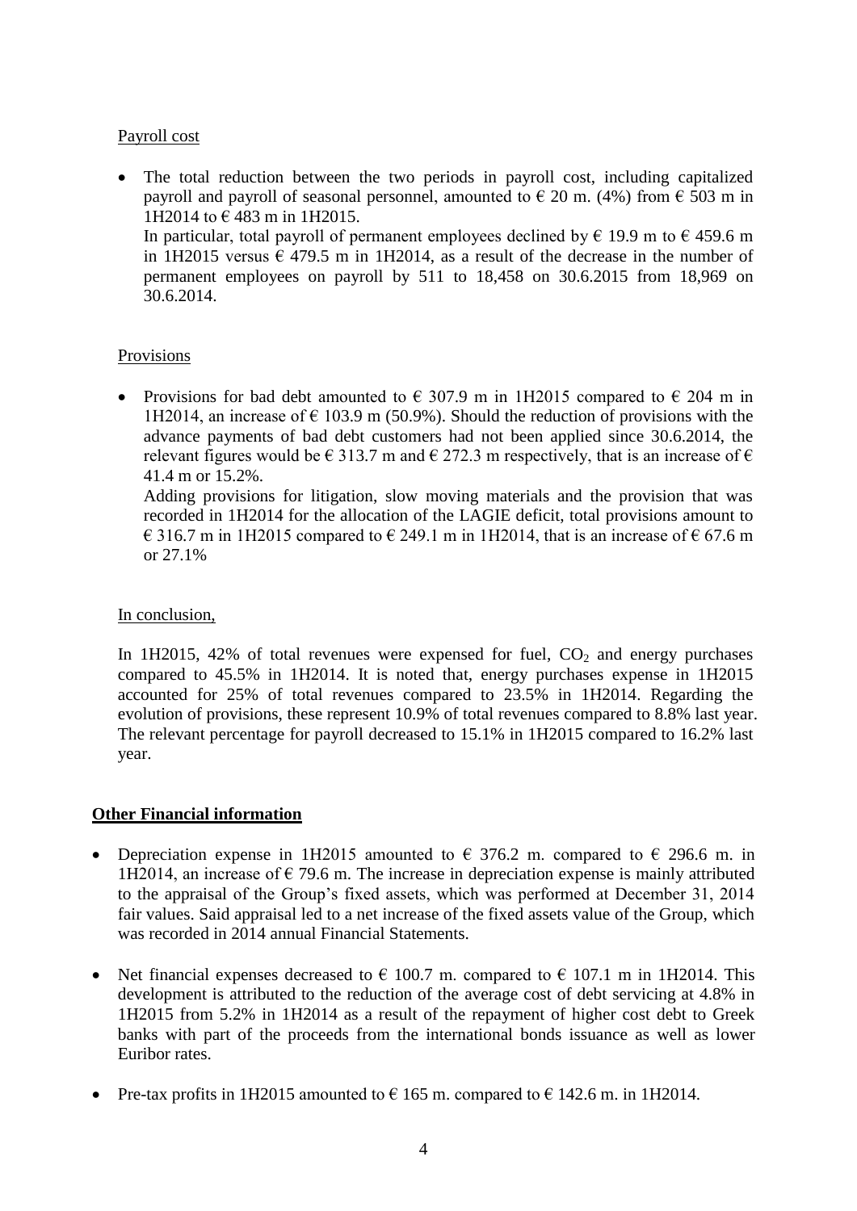Payroll cost

- The total reduction between the two periods in payroll cost, including capitalized payroll and payroll of seasonal personnel, amounted to € 20 m. (4%) from € 503 m in 1H2014 to € 483 m in 1H2015.
  In particular, total payroll of permanent employees declined by € 19.9 m to € 459.6 m in 1H2015 versus € 479.5 m in 1H2014, as a result of the decrease in the number of permanent employees on payroll by 511 to 18,458 on 30.6.2015 from 18,969 on 30.6.2014.

Provisions

- Provisions for bad debt amounted to € 307.9 m in 1H2015 compared to € 204 m in 1H2014, an increase of € 103.9 m (50.9%). Should the reduction of provisions with the advance payments of bad debt customers had not been applied since 30.6.2014, the relevant figures would be € 313.7 m and € 272.3 m respectively, that is an increase of € 41.4 m or 15.2%.
  Adding provisions for litigation, slow moving materials and the provision that was recorded in 1H2014 for the allocation of the LAGIE deficit, total provisions amount to € 316.7 m in 1H2015 compared to € 249.1 m in 1H2014, that is an increase of € 67.6 m or 27.1%

In conclusion,

In 1H2015, 42% of total revenues were expensed for fuel, $CO_2$ and energy purchases compared to 45.5% in 1H2014. It is noted that, energy purchases expense in 1H2015 accounted for 25% of total revenues compared to 23.5% in 1H2014. Regarding the evolution of provisions, these represent 10.9% of total revenues compared to 8.8% last year. The relevant percentage for payroll decreased to 15.1% in 1H2015 compared to 16.2% last year.

**Other Financial information**

- Depreciation expense in 1H2015 amounted to € 376.2 m. compared to € 296.6 m. in 1H2014, an increase of € 79.6 m. The increase in depreciation expense is mainly attributed to the appraisal of the Group's fixed assets, which was performed at December 31, 2014 fair values. Said appraisal led to a net increase of the fixed assets value of the Group, which was recorded in 2014 annual Financial Statements.

- Net financial expenses decreased to € 100.7 m. compared to € 107.1 m in 1H2014. This development is attributed to the reduction of the average cost of debt servicing at 4.8% in 1H2015 from 5.2% in 1H2014 as a result of the repayment of higher cost debt to Greek banks with part of the proceeds from the international bonds issuance as well as lower Euribor rates.

- Pre-tax profits in 1H2015 amounted to € 165 m. compared to € 142.6 m. in 1H2014.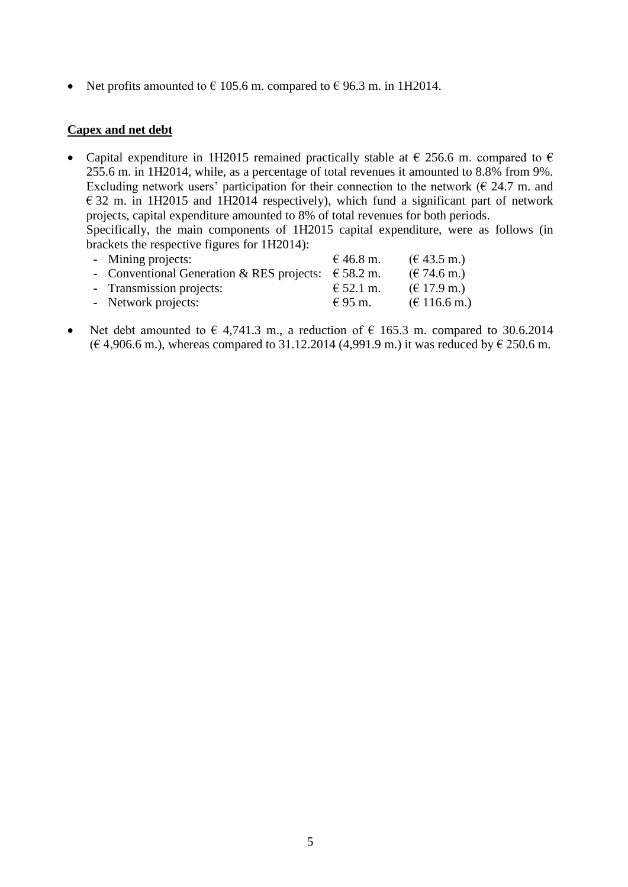- Net profits amounted to € 105.6 m. compared to € 96.3 m. in 1H2014.

## Capex and net debt

- Capital expenditure in 1H2015 remained practically stable at € 256.6 m. compared to € 255.6 m. in 1H2014, while, as a percentage of total revenues it amounted to 8.8% from 9%. Excluding network users' participation for their connection to the network (€ 24.7 m. and € 32 m. in 1H2015 and 1H2014 respectively), which fund a significant part of network projects, capital expenditure amounted to 8% of total revenues for both periods.
  Specifically, the main components of 1H2015 capital expenditure, were as follows (in brackets the respective figures for 1H2014):
  - Mining projects: € 46.8 m. (€ 43.5 m.)
  - Conventional Generation & RES projects: € 58.2 m. (€ 74.6 m.)
  - Transmission projects: € 52.1 m. (€ 17.9 m.)
  - Network projects: € 95 m. (€ 116.6 m.)

- Net debt amounted to € 4,741.3 m., a reduction of € 165.3 m. compared to 30.6.2014 (€ 4,906.6 m.), whereas compared to 31.12.2014 (4,991.9 m.) it was reduced by € 250.6 m.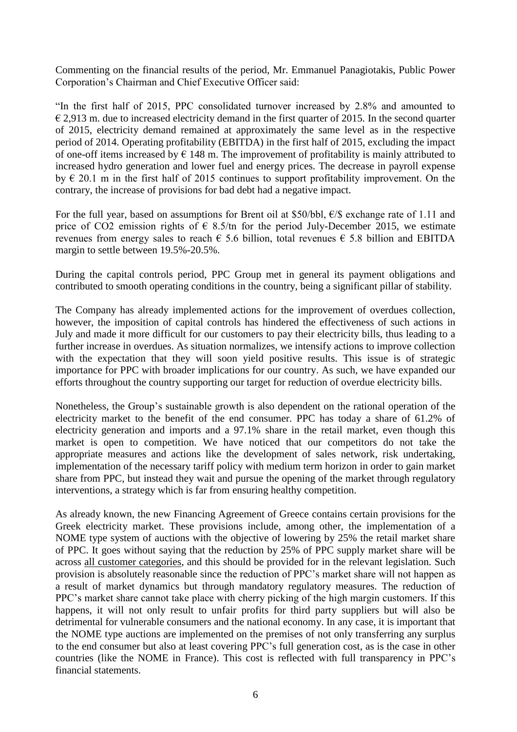Commenting on the financial results of the period, Mr. Emmanuel Panagiotakis, Public Power Corporation's Chairman and Chief Executive Officer said:

"In the first half of 2015, PPC consolidated turnover increased by 2.8% and amounted to € 2,913 m. due to increased electricity demand in the first quarter of 2015. In the second quarter of 2015, electricity demand remained at approximately the same level as in the respective period of 2014. Operating profitability (EBITDA) in the first half of 2015, excluding the impact of one-off items increased by € 148 m. The improvement of profitability is mainly attributed to increased hydro generation and lower fuel and energy prices. The decrease in payroll expense by € 20.1 m in the first half of 2015 continues to support profitability improvement. On the contrary, the increase of provisions for bad debt had a negative impact.

For the full year, based on assumptions for Brent oil at $50/bbl, €/$ exchange rate of 1.11 and price of CO2 emission rights of € 8.5/tn for the period July-December 2015, we estimate revenues from energy sales to reach € 5.6 billion, total revenues € 5.8 billion and EBITDA margin to settle between 19.5%-20.5%.

During the capital controls period, PPC Group met in general its payment obligations and contributed to smooth operating conditions in the country, being a significant pillar of stability.

The Company has already implemented actions for the improvement of overdues collection, however, the imposition of capital controls has hindered the effectiveness of such actions in July and made it more difficult for our customers to pay their electricity bills, thus leading to a further increase in overdues. As situation normalizes, we intensify actions to improve collection with the expectation that they will soon yield positive results. This issue is of strategic importance for PPC with broader implications for our country. As such, we have expanded our efforts throughout the country supporting our target for reduction of overdue electricity bills.

Nonetheless, the Group's sustainable growth is also dependent on the rational operation of the electricity market to the benefit of the end consumer. PPC has today a share of 61.2% of electricity generation and imports and a 97.1% share in the retail market, even though this market is open to competition. We have noticed that our competitors do not take the appropriate measures and actions like the development of sales network, risk undertaking, implementation of the necessary tariff policy with medium term horizon in order to gain market share from PPC, but instead they wait and pursue the opening of the market through regulatory interventions, a strategy which is far from ensuring healthy competition.

As already known, the new Financing Agreement of Greece contains certain provisions for the Greek electricity market. These provisions include, among other, the implementation of a NOME type system of auctions with the objective of lowering by 25% the retail market share of PPC. It goes without saying that the reduction by 25% of PPC supply market share will be across all customer categories, and this should be provided for in the relevant legislation. Such provision is absolutely reasonable since the reduction of PPC's market share will not happen as a result of market dynamics but through mandatory regulatory measures. The reduction of PPC's market share cannot take place with cherry picking of the high margin customers. If this happens, it will not only result to unfair profits for third party suppliers but will also be detrimental for vulnerable consumers and the national economy. In any case, it is important that the NOME type auctions are implemented on the premises of not only transferring any surplus to the end consumer but also at least covering PPC's full generation cost, as is the case in other countries (like the NOME in France). This cost is reflected with full transparency in PPC's financial statements.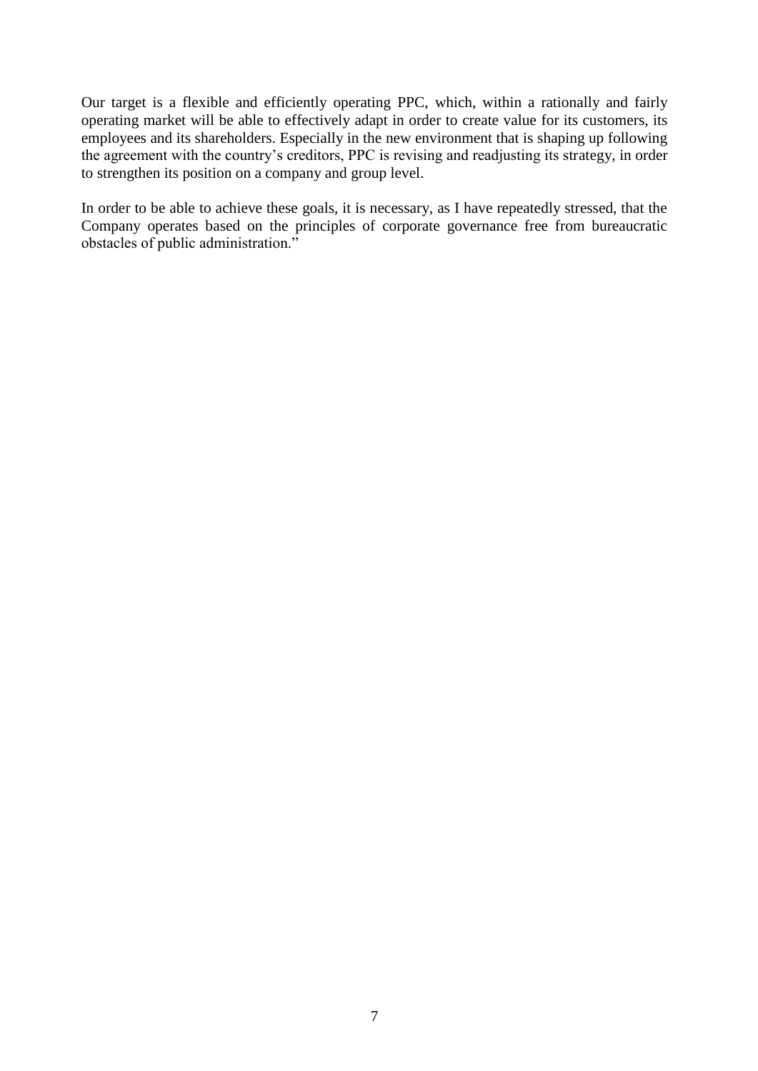Our target is a flexible and efficiently operating PPC, which, within a rationally and fairly operating market will be able to effectively adapt in order to create value for its customers, its employees and its shareholders. Especially in the new environment that is shaping up following the agreement with the country's creditors, PPC is revising and readjusting its strategy, in order to strengthen its position on a company and group level.

In order to be able to achieve these goals, it is necessary, as I have repeatedly stressed, that the Company operates based on the principles of corporate governance free from bureaucratic obstacles of public administration."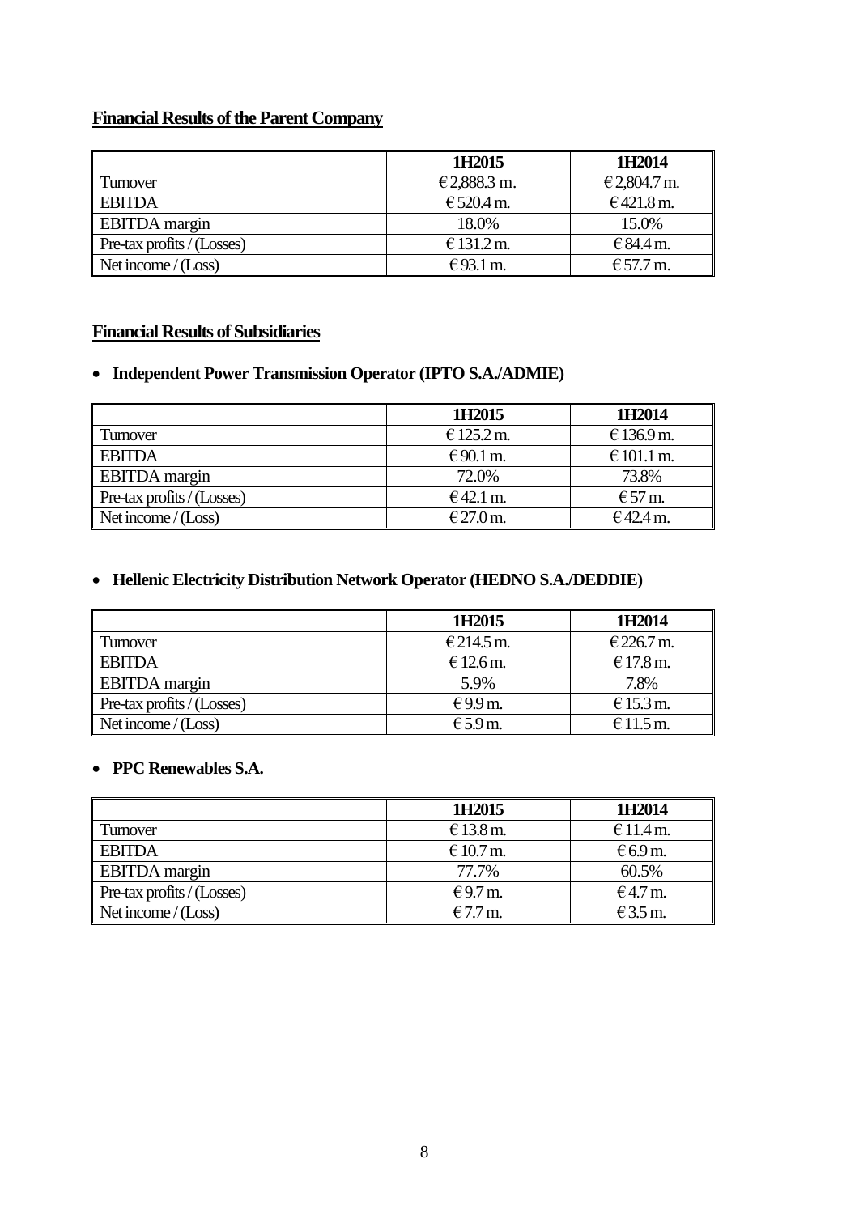## Financial Results of the Parent Company

| | 1H2015 | 1H2014 |
|---|---|---|
| Turnover | € 2,888.3 m. | € 2,804.7 m. |
| EBITDA | € 520.4 m. | € 421.8 m. |
| EBITDA margin | 18.0% | 15.0% |
| Pre-tax profits / (Losses) | € 131.2 m. | € 84.4 m. |
| Net income / (Loss) | € 93.1 m. | € 57.7 m. |

## Financial Results of Subsidiaries

- **Independent Power Transmission Operator (IPTO S.A./ADMIE)**

| | 1H2015 | 1H2014 |
|---|---|---|
| Turnover | € 125.2 m. | € 136.9 m. |
| EBITDA | € 90.1 m. | € 101.1 m. |
| EBITDA margin | 72.0% | 73.8% |
| Pre-tax profits / (Losses) | € 42.1 m. | € 57 m. |
| Net income / (Loss) | € 27.0 m. | € 42.4 m. |

- **Hellenic Electricity Distribution Network Operator (HEDNO S.A./DEDDIE)**

| | 1H2015 | 1H2014 |
|---|---|---|
| Turnover | € 214.5 m. | € 226.7 m. |
| EBITDA | € 12.6 m. | € 17.8 m. |
| EBITDA margin | 5.9% | 7.8% |
| Pre-tax profits / (Losses) | € 9.9 m. | € 15.3 m. |
| Net income / (Loss) | € 5.9 m. | € 11.5 m. |

- **PPC Renewables S.A.**

| | 1H2015 | 1H2014 |
|---|---|---|
| Turnover | € 13.8 m. | € 11.4 m. |
| EBITDA | € 10.7 m. | € 6.9 m. |
| EBITDA margin | 77.7% | 60.5% |
| Pre-tax profits / (Losses) | € 9.7 m. | € 4.7 m. |
| Net income / (Loss) | € 7.7 m. | € 3.5 m. |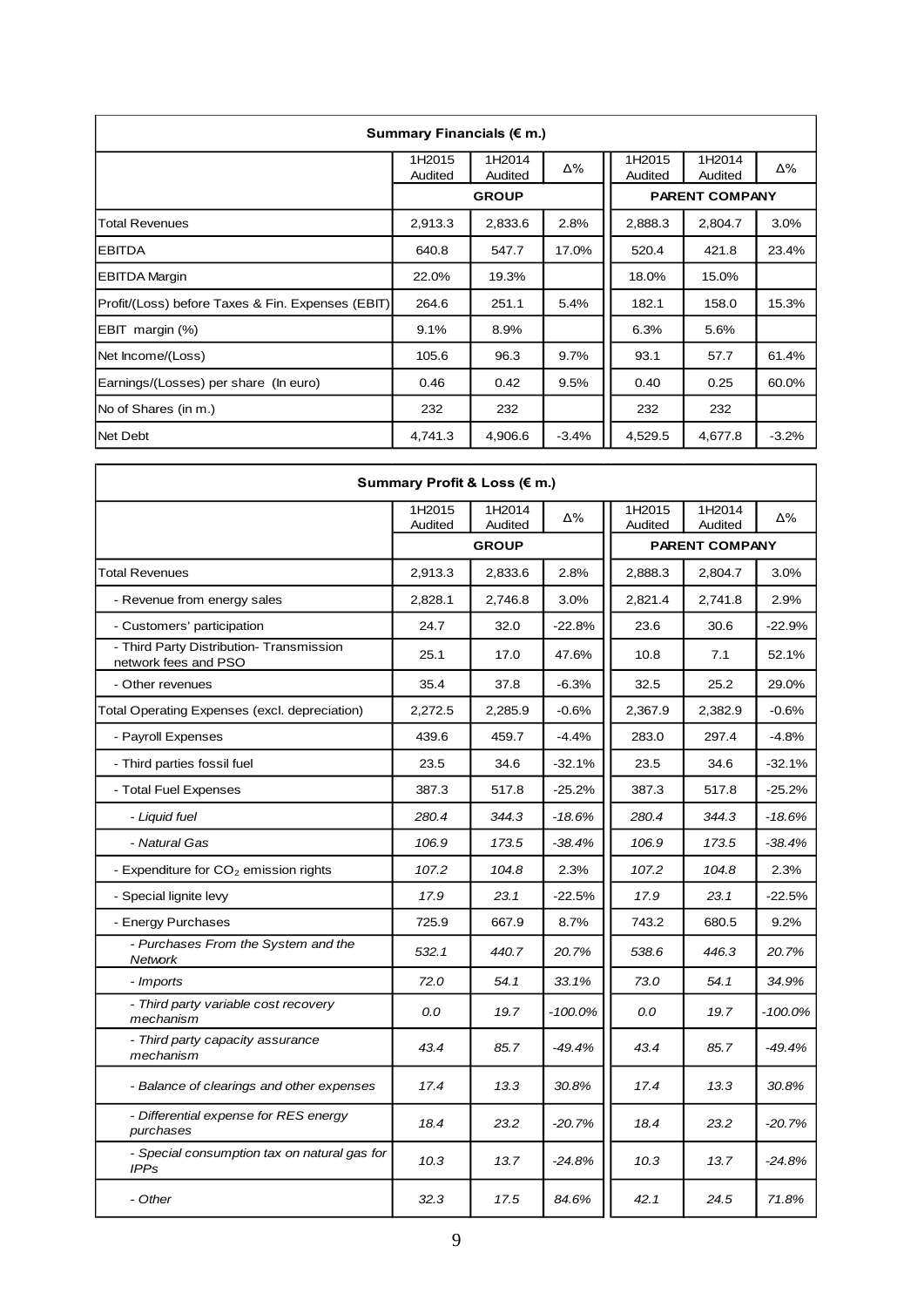| Summary Financials (€ m.) | | | | | | |
|---|---|---|---|---|---|---|
| | 1H2015 Audited | 1H2014 Audited | Δ% | 1H2015 Audited | 1H2014 Audited | Δ% |
| | GROUP | | | PARENT COMPANY | | |
| Total Revenues | 2,913.3 | 2,833.6 | 2.8% | 2,888.3 | 2,804.7 | 3.0% |
| EBITDA | 640.8 | 547.7 | 17.0% | 520.4 | 421.8 | 23.4% |
| EBITDA Margin | 22.0% | 19.3% | | 18.0% | 15.0% | |
| Profit/(Loss) before Taxes & Fin. Expenses (EBIT) | 264.6 | 251.1 | 5.4% | 182.1 | 158.0 | 15.3% |
| EBIT margin (%) | 9.1% | 8.9% | | 6.3% | 5.6% | |
| Net Income/(Loss) | 105.6 | 96.3 | 9.7% | 93.1 | 57.7 | 61.4% |
| Earnings/(Losses) per share (In euro) | 0.46 | 0.42 | 9.5% | 0.40 | 0.25 | 60.0% |
| No of Shares (in m.) | 232 | 232 | | 232 | 232 | |
| Net Debt | 4,741.3 | 4,906.6 | -3.4% | 4,529.5 | 4,677.8 | -3.2% |

| Summary Profit & Loss (€ m.) | | | | | | |
|---|---|---|---|---|---|---|
| | 1H2015 Audited | 1H2014 Audited | Δ% | 1H2015 Audited | 1H2014 Audited | Δ% |
| | GROUP | | | PARENT COMPANY | | |
| Total Revenues | 2,913.3 | 2,833.6 | 2.8% | 2,888.3 | 2,804.7 | 3.0% |
| - Revenue from energy sales | 2,828.1 | 2,746.8 | 3.0% | 2,821.4 | 2,741.8 | 2.9% |
| - Customers' participation | 24.7 | 32.0 | -22.8% | 23.6 | 30.6 | -22.9% |
| - Third Party Distribution- Transmission network fees and PSO | 25.1 | 17.0 | 47.6% | 10.8 | 7.1 | 52.1% |
| - Other revenues | 35.4 | 37.8 | -6.3% | 32.5 | 25.2 | 29.0% |
| Total Operating Expenses (excl. depreciation) | 2,272.5 | 2,285.9 | -0.6% | 2,367.9 | 2,382.9 | -0.6% |
| - Payroll Expenses | 439.6 | 459.7 | -4.4% | 283.0 | 297.4 | -4.8% |
| - Third parties fossil fuel | 23.5 | 34.6 | -32.1% | 23.5 | 34.6 | -32.1% |
| - Total Fuel Expenses | 387.3 | 517.8 | -25.2% | 387.3 | 517.8 | -25.2% |
| *- Liquid fuel* | *280.4* | *344.3* | *-18.6%* | *280.4* | *344.3* | *-18.6%* |
| *- Natural Gas* | *106.9* | *173.5* | *-38.4%* | *106.9* | *173.5* | *-38.4%* |
| - Expenditure for $CO_2$ emission rights | *107.2* | *104.8* | 2.3% | *107.2* | *104.8* | 2.3% |
| - Special lignite levy | *17.9* | *23.1* | -22.5% | *17.9* | *23.1* | -22.5% |
| - Energy Purchases | 725.9 | 667.9 | 8.7% | 743.2 | 680.5 | 9.2% |
| *- Purchases From the System and the Network* | *532.1* | *440.7* | *20.7%* | *538.6* | *446.3* | *20.7%* |
| *- Imports* | *72.0* | *54.1* | *33.1%* | *73.0* | *54.1* | *34.9%* |
| *- Third party variable cost recovery mechanism* | *0.0* | *19.7* | *-100.0%* | *0.0* | *19.7* | *-100.0%* |
| *- Third party capacity assurance mechanism* | *43.4* | *85.7* | *-49.4%* | *43.4* | *85.7* | *-49.4%* |
| *- Balance of clearings and other expenses* | *17.4* | *13.3* | *30.8%* | *17.4* | *13.3* | *30.8%* |
| *- Differential expense for RES energy purchases* | *18.4* | *23.2* | *-20.7%* | *18.4* | *23.2* | *-20.7%* |
| *- Special consumption tax on natural gas for IPPs* | *10.3* | *13.7* | *-24.8%* | *10.3* | *13.7* | *-24.8%* |
| *- Other* | *32.3* | *17.5* | *84.6%* | *42.1* | *24.5* | *71.8%* |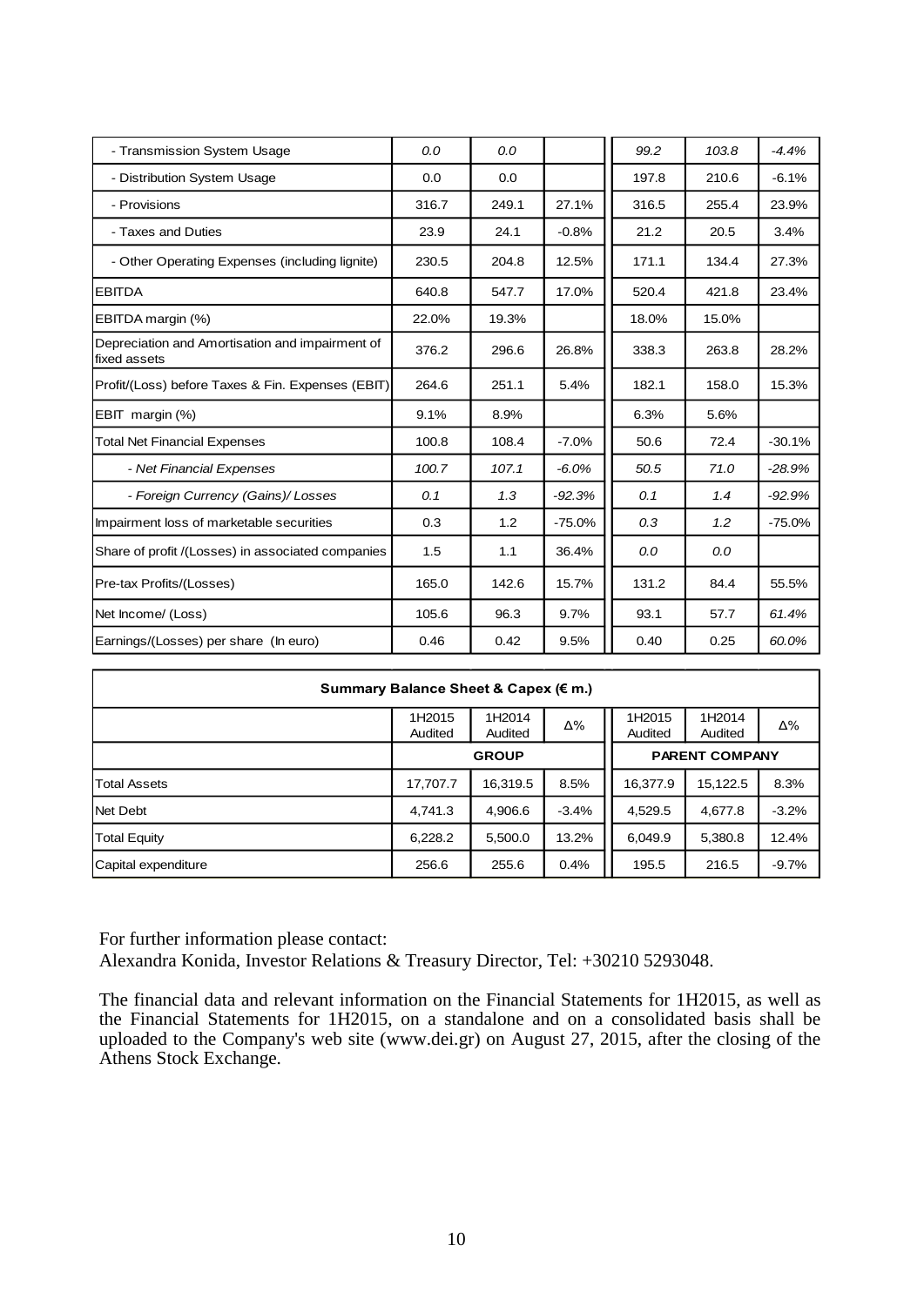| | | | | | | |
|---|---|---|---|---|---|---|
| - Transmission System Usage | *0.0* | *0.0* | | *99.2* | *103.8* | *-4.4%* |
| - Distribution System Usage | 0.0 | 0.0 | | 197.8 | 210.6 | -6.1% |
| - Provisions | 316.7 | 249.1 | 27.1% | 316.5 | 255.4 | 23.9% |
| - Taxes and Duties | 23.9 | 24.1 | -0.8% | 21.2 | 20.5 | 3.4% |
| - Other Operating Expenses (including lignite) | 230.5 | 204.8 | 12.5% | 171.1 | 134.4 | 27.3% |
| EBITDA | 640.8 | 547.7 | 17.0% | 520.4 | 421.8 | 23.4% |
| EBITDA margin (%) | 22.0% | 19.3% | | 18.0% | 15.0% | |
| Depreciation and Amortisation and impairment of fixed assets | 376.2 | 296.6 | 26.8% | 338.3 | 263.8 | 28.2% |
| Profit/(Loss) before Taxes & Fin. Expenses (EBIT) | 264.6 | 251.1 | 5.4% | 182.1 | 158.0 | 15.3% |
| EBIT margin (%) | 9.1% | 8.9% | | 6.3% | 5.6% | |
| Total Net Financial Expenses | 100.8 | 108.4 | -7.0% | 50.6 | 72.4 | -30.1% |
| *- Net Financial Expenses* | *100.7* | *107.1* | *-6.0%* | *50.5* | *71.0* | *-28.9%* |
| *- Foreign Currency (Gains)/ Losses* | *0.1* | *1.3* | *-92.3%* | *0.1* | *1.4* | *-92.9%* |
| Impairment loss of marketable securities | 0.3 | 1.2 | -75.0% | *0.3* | *1.2* | -75.0% |
| Share of profit /(Losses) in associated companies | 1.5 | 1.1 | 36.4% | *0.0* | *0.0* | |
| Pre-tax Profits/(Losses) | 165.0 | 142.6 | 15.7% | 131.2 | 84.4 | 55.5% |
| Net Income/ (Loss) | 105.6 | 96.3 | 9.7% | 93.1 | 57.7 | *61.4%* |
| Earnings/(Losses) per share (In euro) | 0.46 | 0.42 | 9.5% | 0.40 | 0.25 | *60.0%* |

**Summary Balance Sheet & Capex (€ m.)**

| | 1H2015 Audited | 1H2014 Audited | Δ% | 1H2015 Audited | 1H2014 Audited | Δ% |
|---|---|---|---|---|---|---|
| | **GROUP** | | | **PARENT COMPANY** | | |
| Total Assets | 17,707.7 | 16,319.5 | 8.5% | 16,377.9 | 15,122.5 | 8.3% |
| Net Debt | 4,741.3 | 4,906.6 | -3.4% | 4,529.5 | 4,677.8 | -3.2% |
| Total Equity | 6,228.2 | 5,500.0 | 13.2% | 6,049.9 | 5,380.8 | 12.4% |
| Capital expenditure | 256.6 | 255.6 | 0.4% | 195.5 | 216.5 | -9.7% |

For further information please contact:
Alexandra Konida, Investor Relations & Treasury Director, Tel: +30210 5293048.

The financial data and relevant information on the Financial Statements for 1H2015, as well as the Financial Statements for 1H2015, on a standalone and on a consolidated basis shall be uploaded to the Company's web site (www.dei.gr) on August 27, 2015, after the closing of the Athens Stock Exchange.